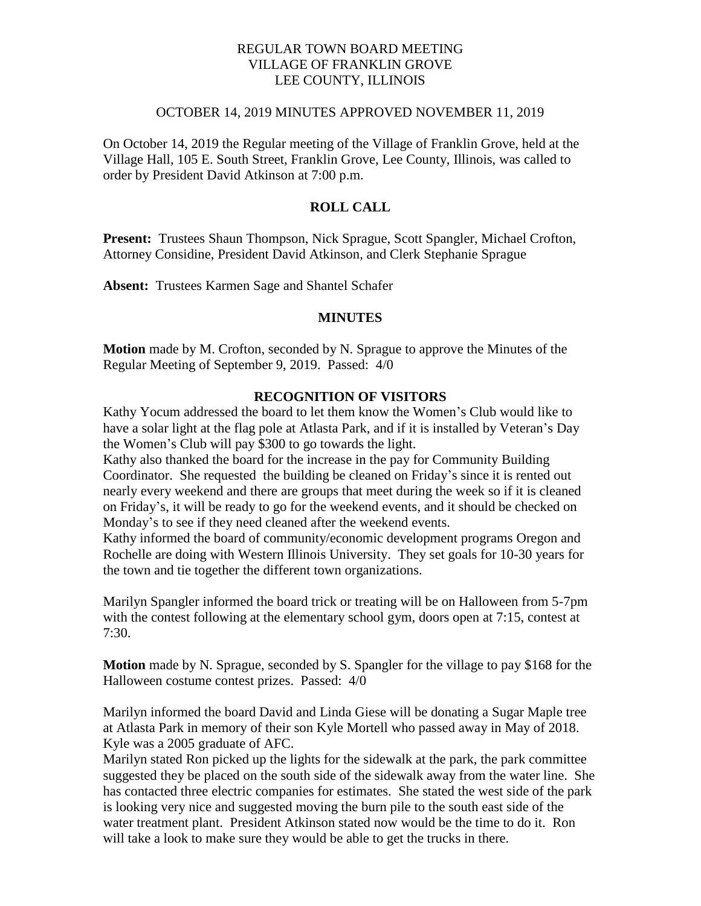# REGULAR TOWN BOARD MEETING
# VILLAGE OF FRANKLIN GROVE
# LEE COUNTY, ILLINOIS

OCTOBER 14, 2019 MINUTES APPROVED NOVEMBER 11, 2019

On October 14, 2019 the Regular meeting of the Village of Franklin Grove, held at the Village Hall, 105 E. South Street, Franklin Grove, Lee County, Illinois, was called to order by President David Atkinson at 7:00 p.m.

## ROLL CALL

**Present:** Trustees Shaun Thompson, Nick Sprague, Scott Spangler, Michael Crofton, Attorney Considine, President David Atkinson, and Clerk Stephanie Sprague

**Absent:** Trustees Karmen Sage and Shantel Schafer

## MINUTES

**Motion** made by M. Crofton, seconded by N. Sprague to approve the Minutes of the Regular Meeting of September 9, 2019. Passed: 4/0

## RECOGNITION OF VISITORS

Kathy Yocum addressed the board to let them know the Women's Club would like to have a solar light at the flag pole at Atlasta Park, and if it is installed by Veteran's Day the Women's Club will pay $300 to go towards the light.

Kathy also thanked the board for the increase in the pay for Community Building Coordinator. She requested the building be cleaned on Friday's since it is rented out nearly every weekend and there are groups that meet during the week so if it is cleaned on Friday's, it will be ready to go for the weekend events, and it should be checked on Monday's to see if they need cleaned after the weekend events.

Kathy informed the board of community/economic development programs Oregon and Rochelle are doing with Western Illinois University. They set goals for 10-30 years for the town and tie together the different town organizations.

Marilyn Spangler informed the board trick or treating will be on Halloween from 5-7pm with the contest following at the elementary school gym, doors open at 7:15, contest at 7:30.

**Motion** made by N. Sprague, seconded by S. Spangler for the village to pay $168 for the Halloween costume contest prizes. Passed: 4/0

Marilyn informed the board David and Linda Giese will be donating a Sugar Maple tree at Atlasta Park in memory of their son Kyle Mortell who passed away in May of 2018. Kyle was a 2005 graduate of AFC.

Marilyn stated Ron picked up the lights for the sidewalk at the park, the park committee suggested they be placed on the south side of the sidewalk away from the water line. She has contacted three electric companies for estimates. She stated the west side of the park is looking very nice and suggested moving the burn pile to the south east side of the water treatment plant. President Atkinson stated now would be the time to do it. Ron will take a look to make sure they would be able to get the trucks in there.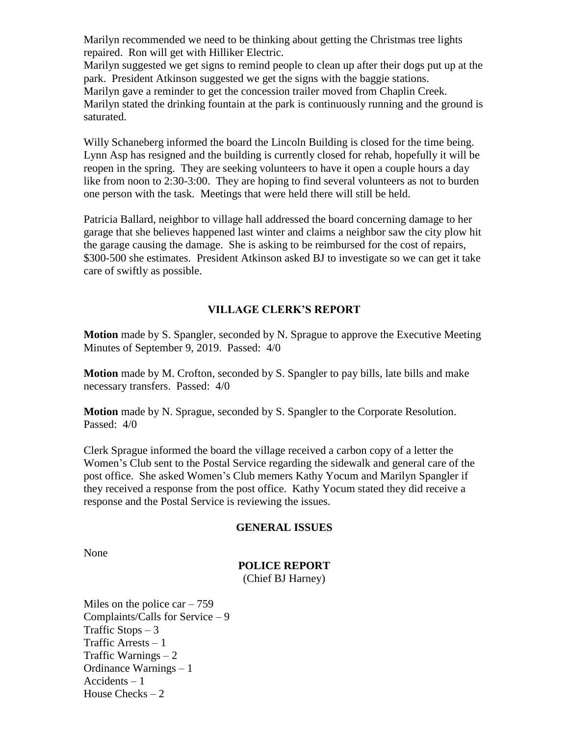Marilyn recommended we need to be thinking about getting the Christmas tree lights repaired. Ron will get with Hilliker Electric.
Marilyn suggested we get signs to remind people to clean up after their dogs put up at the park. President Atkinson suggested we get the signs with the baggie stations.
Marilyn gave a reminder to get the concession trailer moved from Chaplin Creek.
Marilyn stated the drinking fountain at the park is continuously running and the ground is saturated.

Willy Schaneberg informed the board the Lincoln Building is closed for the time being. Lynn Asp has resigned and the building is currently closed for rehab, hopefully it will be reopen in the spring. They are seeking volunteers to have it open a couple hours a day like from noon to 2:30-3:00. They are hoping to find several volunteers as not to burden one person with the task. Meetings that were held there will still be held.

Patricia Ballard, neighbor to village hall addressed the board concerning damage to her garage that she believes happened last winter and claims a neighbor saw the city plow hit the garage causing the damage. She is asking to be reimbursed for the cost of repairs, $300-500 she estimates. President Atkinson asked BJ to investigate so we can get it take care of swiftly as possible.

## VILLAGE CLERK'S REPORT

**Motion** made by S. Spangler, seconded by N. Sprague to approve the Executive Meeting Minutes of September 9, 2019. Passed: 4/0

**Motion** made by M. Crofton, seconded by S. Spangler to pay bills, late bills and make necessary transfers. Passed: 4/0

**Motion** made by N. Sprague, seconded by S. Spangler to the Corporate Resolution. Passed: 4/0

Clerk Sprague informed the board the village received a carbon copy of a letter the Women's Club sent to the Postal Service regarding the sidewalk and general care of the post office. She asked Women's Club memers Kathy Yocum and Marilyn Spangler if they received a response from the post office. Kathy Yocum stated they did receive a response and the Postal Service is reviewing the issues.

## GENERAL ISSUES

None

## POLICE REPORT
(Chief BJ Harney)

Miles on the police car – 759
Complaints/Calls for Service – 9
Traffic Stops – 3
Traffic Arrests – 1
Traffic Warnings – 2
Ordinance Warnings – 1
Accidents – 1
House Checks – 2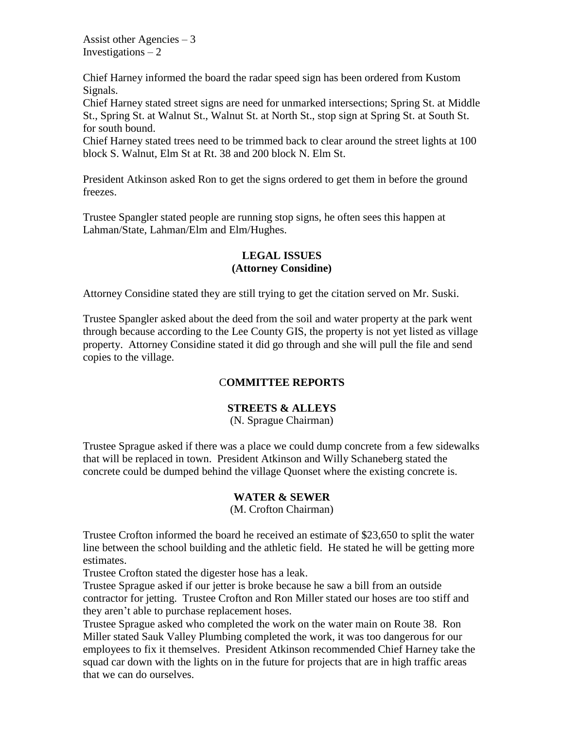Assist other Agencies – 3
Investigations – 2

Chief Harney informed the board the radar speed sign has been ordered from Kustom Signals.
Chief Harney stated street signs are need for unmarked intersections; Spring St. at Middle St., Spring St. at Walnut St., Walnut St. at North St., stop sign at Spring St. at South St. for south bound.
Chief Harney stated trees need to be trimmed back to clear around the street lights at 100 block S. Walnut, Elm St at Rt. 38 and 200 block N. Elm St.

President Atkinson asked Ron to get the signs ordered to get them in before the ground freezes.

Trustee Spangler stated people are running stop signs, he often sees this happen at Lahman/State, Lahman/Elm and Elm/Hughes.

**LEGAL ISSUES**
**(Attorney Considine)**

Attorney Considine stated they are still trying to get the citation served on Mr. Suski.

Trustee Spangler asked about the deed from the soil and water property at the park went through because according to the Lee County GIS, the property is not yet listed as village property. Attorney Considine stated it did go through and she will pull the file and send copies to the village.

## COMMITTEE REPORTS

### STREETS & ALLEYS
(N. Sprague Chairman)

Trustee Sprague asked if there was a place we could dump concrete from a few sidewalks that will be replaced in town. President Atkinson and Willy Schaneberg stated the concrete could be dumped behind the village Quonset where the existing concrete is.

### WATER & SEWER
(M. Crofton Chairman)

Trustee Crofton informed the board he received an estimate of $23,650 to split the water line between the school building and the athletic field. He stated he will be getting more estimates.
Trustee Crofton stated the digester hose has a leak.
Trustee Sprague asked if our jetter is broke because he saw a bill from an outside contractor for jetting. Trustee Crofton and Ron Miller stated our hoses are too stiff and they aren't able to purchase replacement hoses.
Trustee Sprague asked who completed the work on the water main on Route 38. Ron Miller stated Sauk Valley Plumbing completed the work, it was too dangerous for our employees to fix it themselves. President Atkinson recommended Chief Harney take the squad car down with the lights on in the future for projects that are in high traffic areas that we can do ourselves.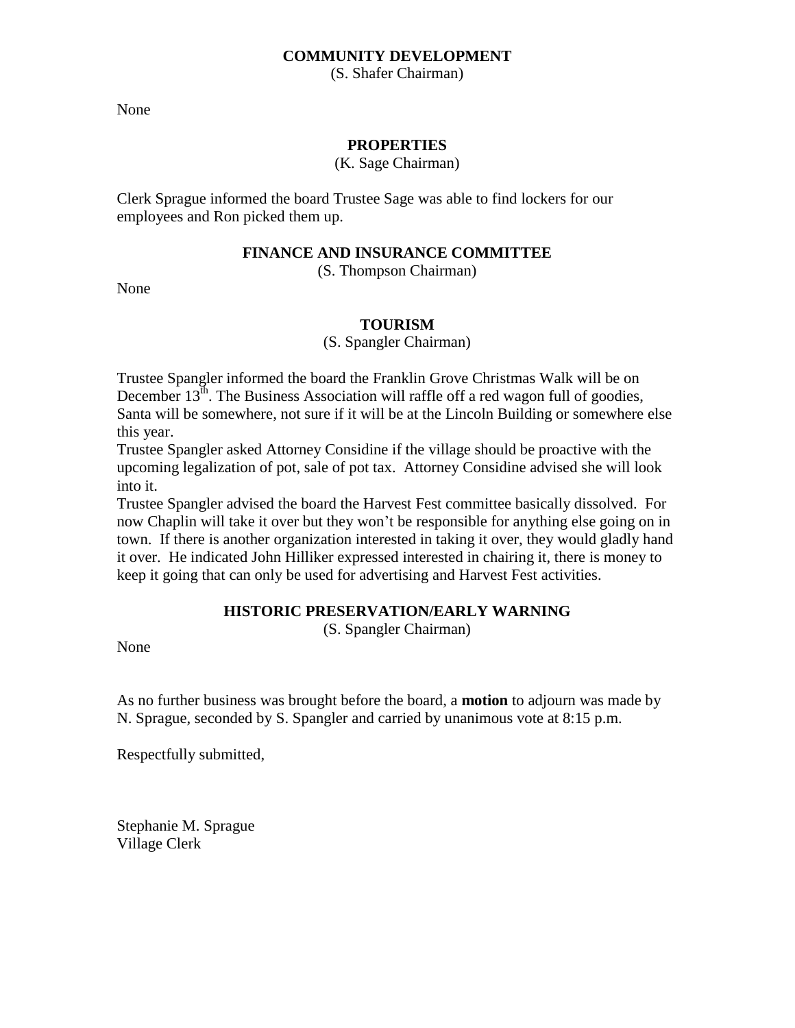## COMMUNITY DEVELOPMENT

(S. Shafer Chairman)

None

## PROPERTIES

(K. Sage Chairman)

Clerk Sprague informed the board Trustee Sage was able to find lockers for our employees and Ron picked them up.

## FINANCE AND INSURANCE COMMITTEE

(S. Thompson Chairman)

None

## TOURISM

(S. Spangler Chairman)

Trustee Spangler informed the board the Franklin Grove Christmas Walk will be on December 13th. The Business Association will raffle off a red wagon full of goodies, Santa will be somewhere, not sure if it will be at the Lincoln Building or somewhere else this year.

Trustee Spangler asked Attorney Considine if the village should be proactive with the upcoming legalization of pot, sale of pot tax. Attorney Considine advised she will look into it.

Trustee Spangler advised the board the Harvest Fest committee basically dissolved. For now Chaplin will take it over but they won't be responsible for anything else going on in town. If there is another organization interested in taking it over, they would gladly hand it over. He indicated John Hilliker expressed interested in chairing it, there is money to keep it going that can only be used for advertising and Harvest Fest activities.

## HISTORIC PRESERVATION/EARLY WARNING

(S. Spangler Chairman)

None

As no further business was brought before the board, a **motion** to adjourn was made by N. Sprague, seconded by S. Spangler and carried by unanimous vote at 8:15 p.m.

Respectfully submitted,

Stephanie M. Sprague
Village Clerk